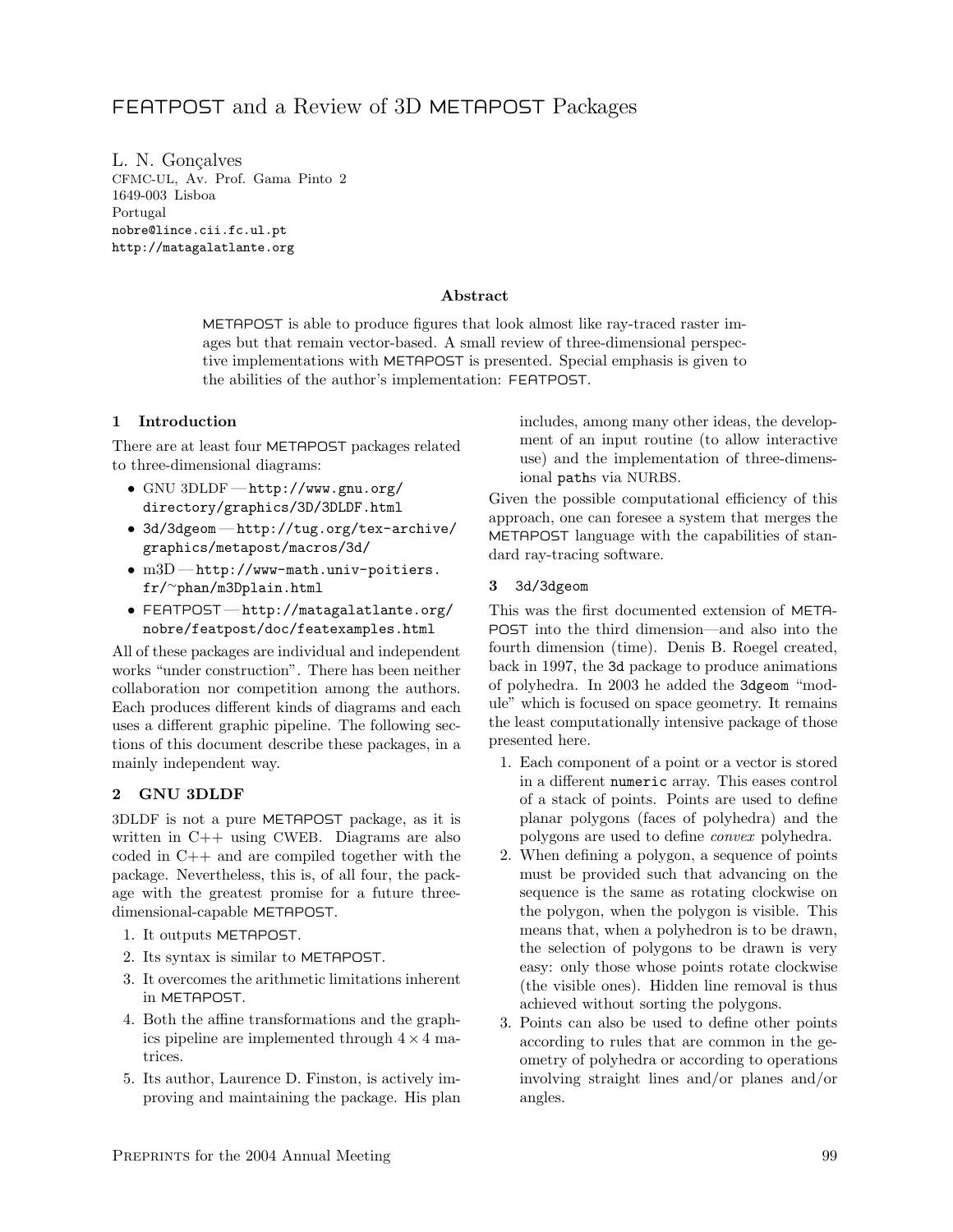# FEATPOST and a Review of 3D METAPOST Packages

L. N. Gonçalves
CFMC-UL, Av. Prof. Gama Pinto 2
1649-003 Lisboa
Portugal
nobre@lince.cii.fc.ul.pt
http://matagalatlante.org

### Abstract

METAPOST is able to produce figures that look almost like ray-traced raster images but that remain vector-based. A small review of three-dimensional perspective implementations with METAPOST is presented. Special emphasis is given to the abilities of the author's implementation: FEATPOST.

## 1 Introduction

There are at least four METAPOST packages related to three-dimensional diagrams:

- GNU 3DLDF — http://www.gnu.org/directory/graphics/3D/3DLDF.html
- 3d/3dgeom — http://tug.org/tex-archive/graphics/metapost/macros/3d/
- m3D — http://www-math.univ-poitiers.fr/~phan/m3Dplain.html
- FEATPOST — http://matagalatlante.org/nobre/featpost/doc/featexamples.html

All of these packages are individual and independent works "under construction". There has been neither collaboration nor competition among the authors. Each produces different kinds of diagrams and each uses a different graphic pipeline. The following sections of this document describe these packages, in a mainly independent way.

## 2 GNU 3DLDF

3DLDF is not a pure METAPOST package, as it is written in C++ using CWEB. Diagrams are also coded in C++ and are compiled together with the package. Nevertheless, this is, of all four, the package with the greatest promise for a future three-dimensional-capable METAPOST.

1. It outputs METAPOST.
2. Its syntax is similar to METAPOST.
3. It overcomes the arithmetic limitations inherent in METAPOST.
4. Both the affine transformations and the graphics pipeline are implemented through $4 \times 4$ matrices.
5. Its author, Laurence D. Finston, is actively improving and maintaining the package. His plan includes, among many other ideas, the development of an input routine (to allow interactive use) and the implementation of three-dimensional `path`s via NURBS.

Given the possible computational efficiency of this approach, one can foresee a system that merges the METAPOST language with the capabilities of standard ray-tracing software.

## 3 `3d/3dgeom`

This was the first documented extension of METAPOST into the third dimension—and also into the fourth dimension (time). Denis B. Roegel created, back in 1997, the `3d` package to produce animations of polyhedra. In 2003 he added the `3dgeom` "module" which is focused on space geometry. It remains the least computationally intensive package of those presented here.

1. Each component of a point or a vector is stored in a different `numeric` array. This eases control of a stack of points. Points are used to define planar polygons (faces of polyhedra) and the polygons are used to define *convex* polyhedra.
2. When defining a polygon, a sequence of points must be provided such that advancing on the sequence is the same as rotating clockwise on the polygon, when the polygon is visible. This means that, when a polyhedron is to be drawn, the selection of polygons to be drawn is very easy: only those whose points rotate clockwise (the visible ones). Hidden line removal is thus achieved without sorting the polygons.
3. Points can also be used to define other points according to rules that are common in the geometry of polyhedra or according to operations involving straight lines and/or planes and/or angles.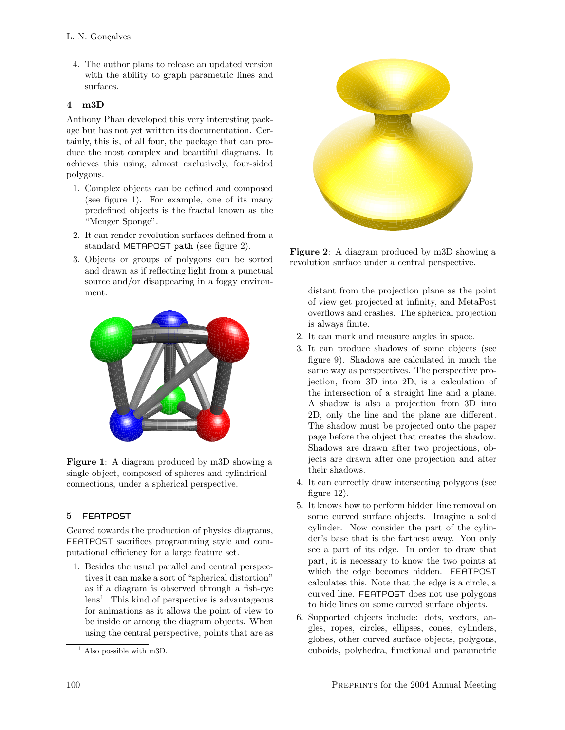4. The author plans to release an updated version with the ability to graph parametric lines and surfaces.

## 4 m3D

Anthony Phan developed this very interesting package but has not yet written its documentation. Certainly, this is, of all four, the package that can produce the most complex and beautiful diagrams. It achieves this using, almost exclusively, four-sided polygons.

1. Complex objects can be defined and composed (see figure 1). For example, one of its many predefined objects is the fractal known as the "Menger Sponge".
2. It can render revolution surfaces defined from a standard METAPOST `path` (see figure 2).
3. Objects or groups of polygons can be sorted and drawn as if reflecting light from a punctual source and/or disappearing in a foggy environment.

**Figure 1**: A diagram produced by m3D showing a single object, composed of spheres and cylindrical connections, under a spherical perspective.

**Figure 2**: A diagram produced by m3D showing a revolution surface under a central perspective.

## 5 FEATPOST

Geared towards the production of physics diagrams, FEATPOST sacrifices programming style and computational efficiency for a large feature set.

1. Besides the usual parallel and central perspectives it can make a sort of "spherical distortion" as if a diagram is observed through a fish-eye lens[1]. This kind of perspective is advantageous for animations as it allows the point of view to be inside or among the diagram objects. When using the central perspective, points that are as distant from the projection plane as the point of view get projected at infinity, and MetaPost overflows and crashes. The spherical projection is always finite.
2. It can mark and measure angles in space.
3. It can produce shadows of some objects (see figure 9). Shadows are calculated in much the same way as perspectives. The perspective projection, from 3D into 2D, is a calculation of the intersection of a straight line and a plane. A shadow is also a projection from 3D into 2D, only the line and the plane are different. The shadow must be projected onto the paper page before the object that creates the shadow. Shadows are drawn after two projections, objects are drawn after one projection and after their shadows.
4. It can correctly draw intersecting polygons (see figure 12).
5. It knows how to perform hidden line removal on some curved surface objects. Imagine a solid cylinder. Now consider the part of the cylinder's base that is the farthest away. You only see a part of its edge. In order to draw that part, it is necessary to know the two points at which the edge becomes hidden. FEATPOST calculates this. Note that the edge is a circle, a curved line. FEATPOST does not use polygons to hide lines on some curved surface objects.
6. Supported objects include: dots, vectors, angles, ropes, circles, ellipses, cones, cylinders, globes, other curved surface objects, polygons, cuboids, polyhedra, functional and parametric

[1] Also possible with m3D.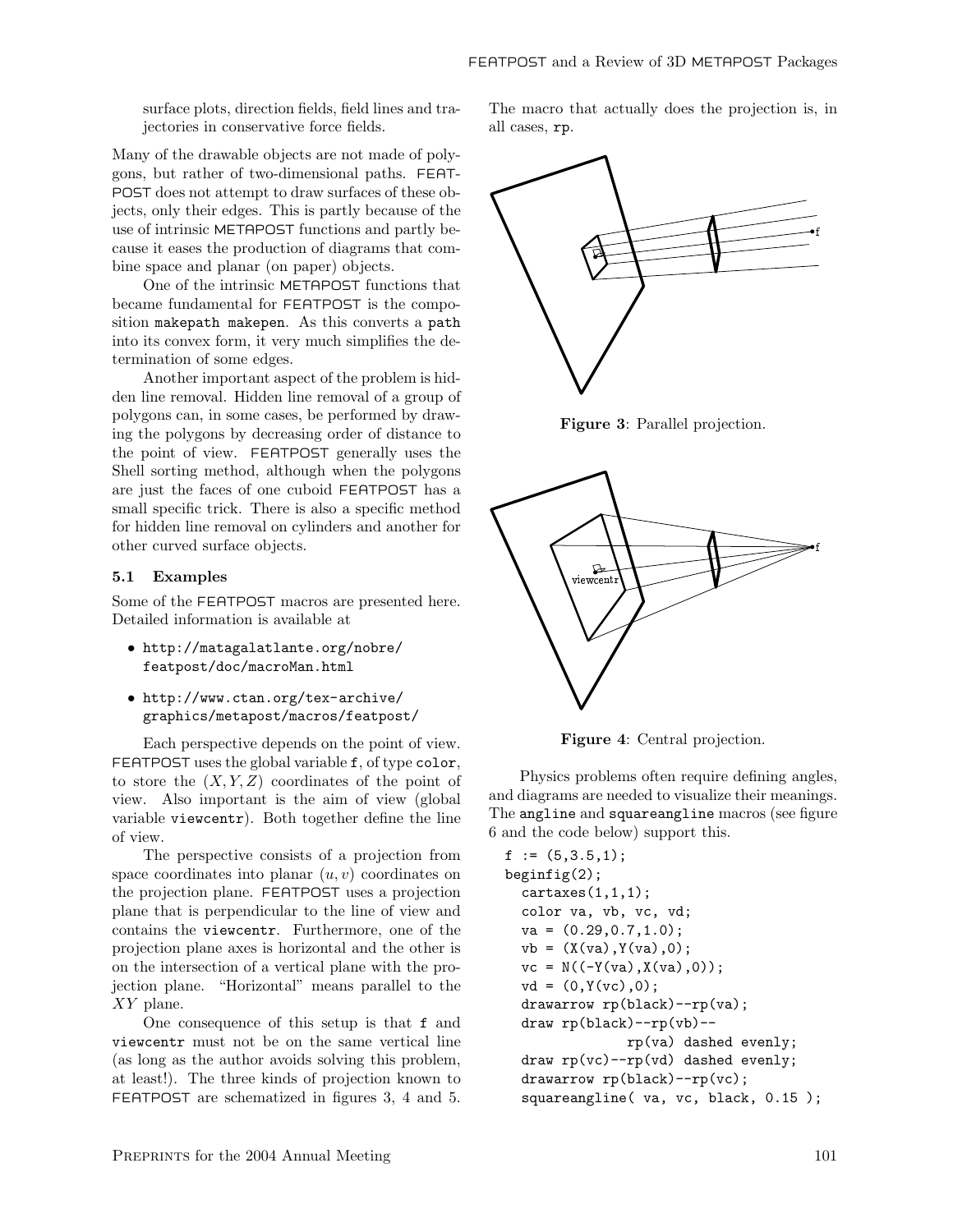surface plots, direction fields, field lines and trajectories in conservative force fields.

Many of the drawable objects are not made of polygons, but rather of two-dimensional paths. FEATPOST does not attempt to draw surfaces of these objects, only their edges. This is partly because of the use of intrinsic METAPOST functions and partly because it eases the production of diagrams that combine space and planar (on paper) objects.

One of the intrinsic METAPOST functions that became fundamental for FEATPOST is the composition `makepath makepen`. As this converts a `path` into its convex form, it very much simplifies the determination of some edges.

Another important aspect of the problem is hidden line removal. Hidden line removal of a group of polygons can, in some cases, be performed by drawing the polygons by decreasing order of distance to the point of view. FEATPOST generally uses the Shell sorting method, although when the polygons are just the faces of one cuboid FEATPOST has a small specific trick. There is also a specific method for hidden line removal on cylinders and another for other curved surface objects.

### 5.1 Examples

Some of the FEATPOST macros are presented here. Detailed information is available at

- http://matagalatlante.org/nobre/featpost/doc/macroMan.html
- http://www.ctan.org/tex-archive/graphics/metapost/macros/featpost/

Each perspective depends on the point of view. FEATPOST uses the global variable `f`, of type `color`, to store the $(X, Y, Z)$ coordinates of the point of view. Also important is the aim of view (global variable `viewcentr`). Both together define the line of view.

The perspective consists of a projection from space coordinates into planar $(u, v)$ coordinates on the projection plane. FEATPOST uses a projection plane that is perpendicular to the line of view and contains the `viewcentr`. Furthermore, one of the projection plane axes is horizontal and the other is on the intersection of a vertical plane with the projection plane. "Horizontal" means parallel to the $XY$ plane.

One consequence of this setup is that `f` and `viewcentr` must not be on the same vertical line (as long as the author avoids solving this problem, at least!). The three kinds of projection known to FEATPOST are schematized in figures 3, 4 and 5. The macro that actually does the projection is, in all cases, `rp`.

f

**Figure 3**: Parallel projection.

viewcentr

f

**Figure 4**: Central projection.

Physics problems often require defining angles, and diagrams are needed to visualize their meanings. The `angline` and `squareangline` macros (see figure 6 and the code below) support this.

```
f := (5,3.5,1);
beginfig(2);
  cartaxes(1,1,1);
  color va, vb, vc, vd;
  va = (0.29,0.7,1.0);
  vb = (X(va),Y(va),0);
  vc = N((-Y(va),X(va),0));
  vd = (0,Y(vc),0);
  drawarrow rp(black)--rp(va);
  draw rp(black)--rp(vb)--
              rp(va) dashed evenly;
  draw rp(vc)--rp(vd) dashed evenly;
  drawarrow rp(black)--rp(vc);
  squareangline( va, vc, black, 0.15 );
```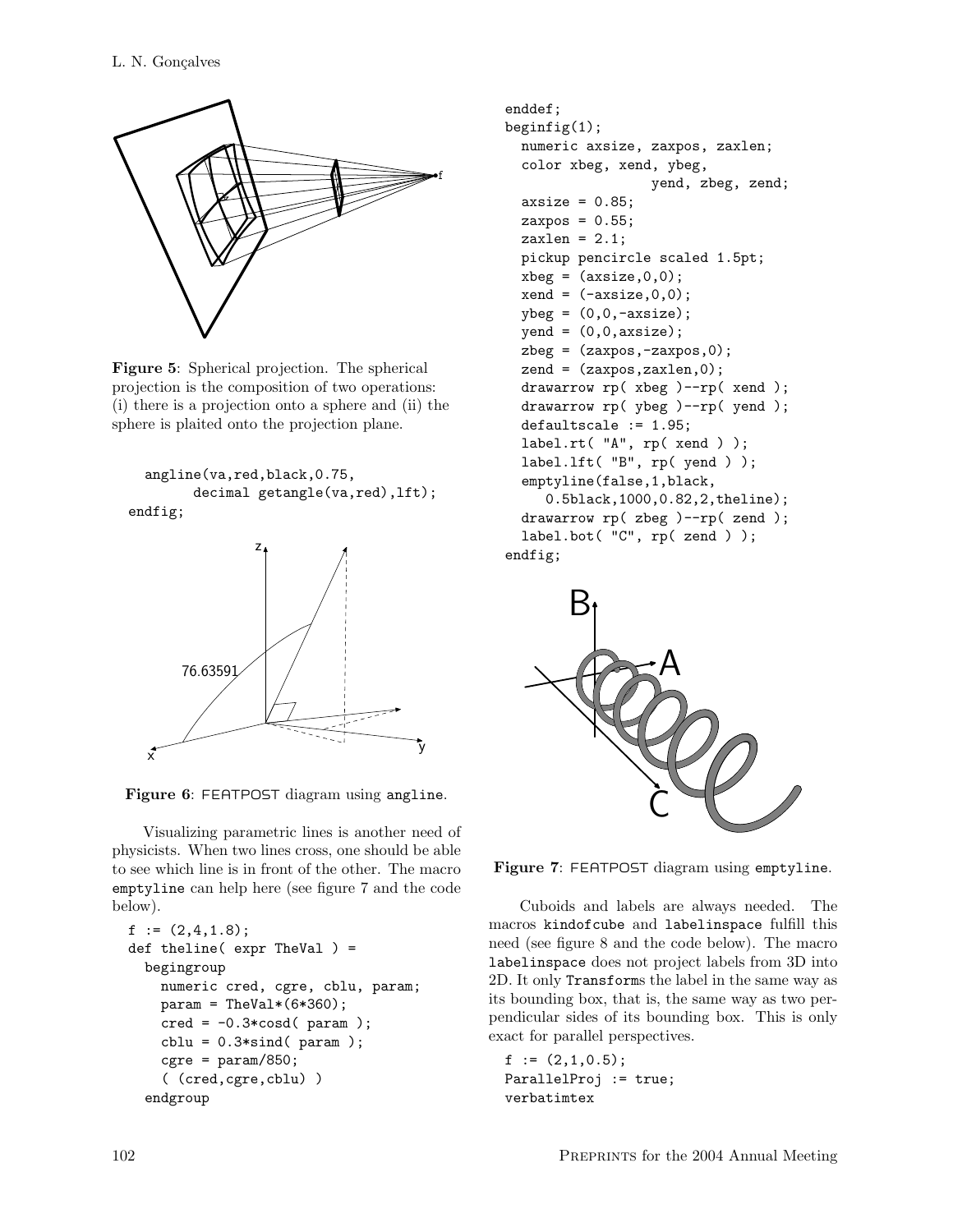**Figure 5**: Spherical projection. The spherical projection is the composition of two operations: (i) there is a projection onto a sphere and (ii) the sphere is plaited onto the projection plane.

```
    angline(va,red,black,0.75,
          decimal getangle(va,red),lft);
  endfig;
```

**Figure 6**: FEATPOST diagram using `angline`.

Visualizing parametric lines is another need of physicists. When two lines cross, one should be able to see which line is in front of the other. The macro `emptyline` can help here (see figure 7 and the code below).

```
f := (2,4,1.8);
def theline( expr TheVal ) =
  begingroup
    numeric cred, cgre, cblu, param;
    param = TheVal*(6*360);
    cred = -0.3*cosd( param );
    cblu = 0.3*sind( param );
    cgre = param/850;
    ( (cred,cgre,cblu) )
  endgroup
enddef;
beginfig(1);
  numeric axsize, zaxpos, zaxlen;
  color xbeg, xend, ybeg,
                 yend, zbeg, zend;
  axsize = 0.85;
  zaxpos = 0.55;
  zaxlen = 2.1;
  pickup pencircle scaled 1.5pt;
  xbeg = (axsize,0,0);
  xend = (-axsize,0,0);
  ybeg = (0,0,-axsize);
  yend = (0,0,axsize);
  zbeg = (zaxpos,-zaxpos,0);
  zend = (zaxpos,zaxlen,0);
  drawarrow rp( xbeg )--rp( xend );
  drawarrow rp( ybeg )--rp( yend );
  defaultscale := 1.95;
  label.rt( "A", rp( xend ) );
  label.lft( "B", rp( yend ) );
  emptyline(false,1,black,
     0.5black,1000,0.82,2,theline);
  drawarrow rp( zbeg )--rp( zend );
  label.bot( "C", rp( zend ) );
endfig;
```

**Figure 7**: FEATPOST diagram using `emptyline`.

Cuboids and labels are always needed. The macros `kindofcube` and `labelinspace` fulfill this need (see figure 8 and the code below). The macro `labelinspace` does not project labels from 3D into 2D. It only `Transform`s the label in the same way as its bounding box, that is, the same way as two perpendicular sides of its bounding box. This is only exact for parallel perspectives.

```
f := (2,1,0.5);
ParallelProj := true;
verbatimtex
```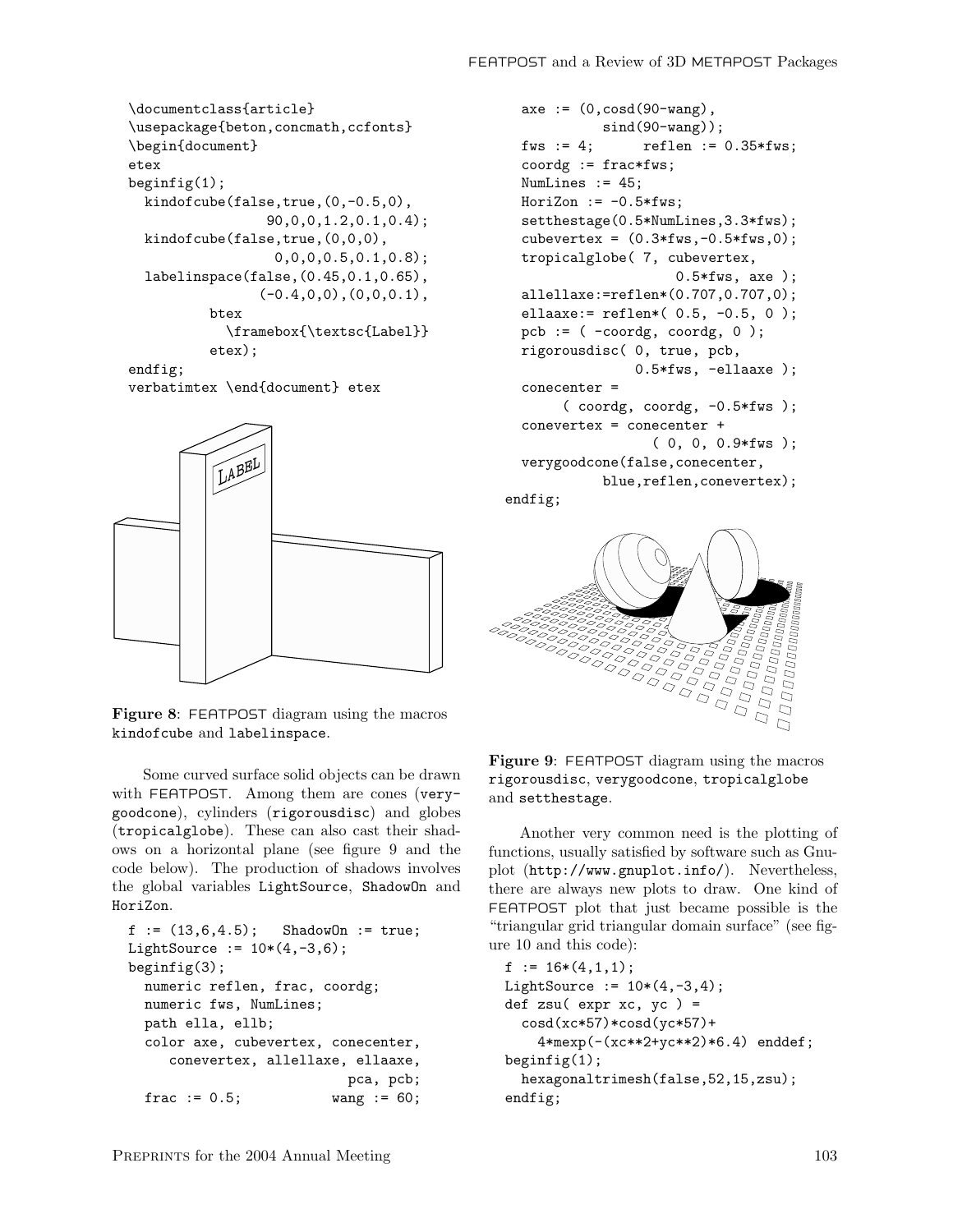```
\documentclass{article}
\usepackage{beton,concmath,ccfonts}
\begin{document}
etex
beginfig(1);
  kindofcube(false,true,(0,-0.5,0),
                90,0,0,1.2,0.1,0.4);
  kindofcube(false,true,(0,0,0),
                0,0,0,0.5,0.1,0.8);
  labelinspace(false,(0.45,0.1,0.65),
               (-0.4,0,0),(0,0,0.1),
          btex
            \framebox{\textsc{Label}}
          etex);
endfig;
verbatimtex \end{document} etex
```

**Figure 8**: FEATPOST diagram using the macros kindofcube and labelinspace.

Some curved surface solid objects can be drawn with FEATPOST. Among them are cones (verygoodcone), cylinders (rigorousdisc) and globes (tropicalglobe). These can also cast their shadows on a horizontal plane (see figure 9 and the code below). The production of shadows involves the global variables LightSource, ShadowOn and HoriZon.

```
f := (13,6,4.5);   ShadowOn := true;
LightSource := 10*(4,-3,6);
beginfig(3);
  numeric reflen, frac, coordg;
  numeric fws, NumLines;
  path ella, ellb;
  color axe, cubevertex, conecenter,
     conevertex, allellaxe, ellaaxe,
                          pca, pcb;
  frac := 0.5;           wang := 60;
  axe := (0,cosd(90-wang),
           sind(90-wang));
  fws := 4;      reflen := 0.35*fws;
  coordg := frac*fws;
  NumLines := 45;
  HoriZon := -0.5*fws;
  setthestage(0.5*NumLines,3.3*fws);
  cubevertex = (0.3*fws,-0.5*fws,0);
  tropicalglobe( 7, cubevertex,
                     0.5*fws, axe );
  allellaxe:=reflen*(0.707,0.707,0);
  ellaaxe:= reflen*( 0.5, -0.5, 0 );
  pcb := ( -coordg, coordg, 0 );
  rigorousdisc( 0, true, pcb,
                0.5*fws, -ellaaxe );
  conecenter =
       ( coordg, coordg, -0.5*fws );
  conevertex = conecenter +
                  ( 0, 0, 0.9*fws );
  verygoodcone(false,conecenter,
           blue,reflen,conevertex);
endfig;
```

**Figure 9**: FEATPOST diagram using the macros rigorousdisc, verygoodcone, tropicalglobe and setthestage.

Another very common need is the plotting of functions, usually satisfied by software such as Gnuplot (http://www.gnuplot.info/). Nevertheless, there are always new plots to draw. One kind of FEATPOST plot that just became possible is the "triangular grid triangular domain surface" (see figure 10 and this code):

```
f := 16*(4,1,1);
LightSource := 10*(4,-3,4);
def zsu( expr xc, yc ) =
  cosd(xc*57)*cosd(yc*57)+
    4*mexp(-(xc**2+yc**2)*6.4) enddef;
beginfig(1);
  hexagonaltrimesh(false,52,15,zsu);
endfig;
```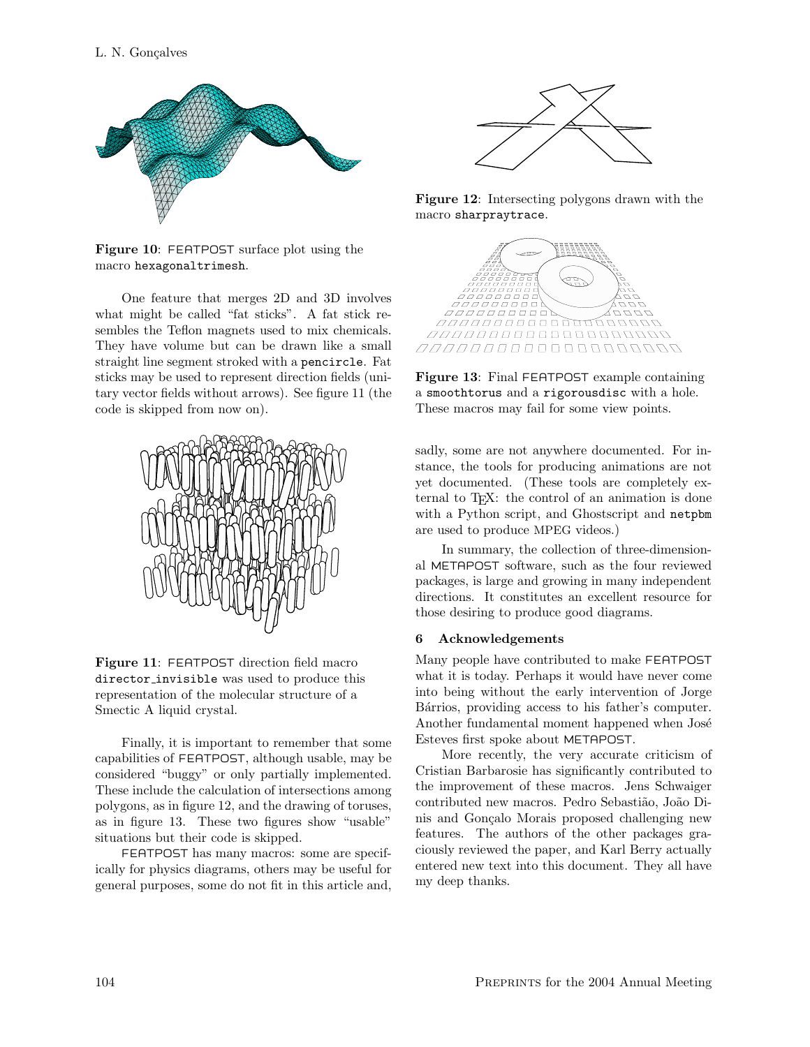**Figure 10**: FEATPOST surface plot using the macro `hexagonaltrimesh`.

One feature that merges 2D and 3D involves what might be called "fat sticks". A fat stick resembles the Teflon magnets used to mix chemicals. They have volume but can be drawn like a small straight line segment stroked with a `pencircle`. Fat sticks may be used to represent direction fields (unitary vector fields without arrows). See figure 11 (the code is skipped from now on).

**Figure 11**: FEATPOST direction field macro `director_invisible` was used to produce this representation of the molecular structure of a Smectic A liquid crystal.

Finally, it is important to remember that some capabilities of FEATPOST, although usable, may be considered "buggy" or only partially implemented. These include the calculation of intersections among polygons, as in figure 12, and the drawing of toruses, as in figure 13. These two figures show "usable" situations but their code is skipped.

FEATPOST has many macros: some are specifically for physics diagrams, others may be useful for general purposes, some do not fit in this article and, sadly, some are not anywhere documented. For instance, the tools for producing animations are not yet documented. (These tools are completely external to TEX: the control of an animation is done with a Python script, and Ghostscript and `netpbm` are used to produce MPEG videos.)

**Figure 12**: Intersecting polygons drawn with the macro `sharpraytrace`.

**Figure 13**: Final FEATPOST example containing a `smoothtorus` and a `rigorousdisc` with a hole. These macros may fail for some view points.

In summary, the collection of three-dimensional METAPOST software, such as the four reviewed packages, is large and growing in many independent directions. It constitutes an excellent resource for those desiring to produce good diagrams.

## 6 Acknowledgements

Many people have contributed to make FEATPOST what it is today. Perhaps it would have never come into being without the early intervention of Jorge Bárrios, providing access to his father's computer. Another fundamental moment happened when José Esteves first spoke about METAPOST.

More recently, the very accurate criticism of Cristian Barbarosie has significantly contributed to the improvement of these macros. Jens Schwaiger contributed new macros. Pedro Sebastião, João Dinis and Gonçalo Morais proposed challenging new features. The authors of the other packages graciously reviewed the paper, and Karl Berry actually entered new text into this document. They all have my deep thanks.